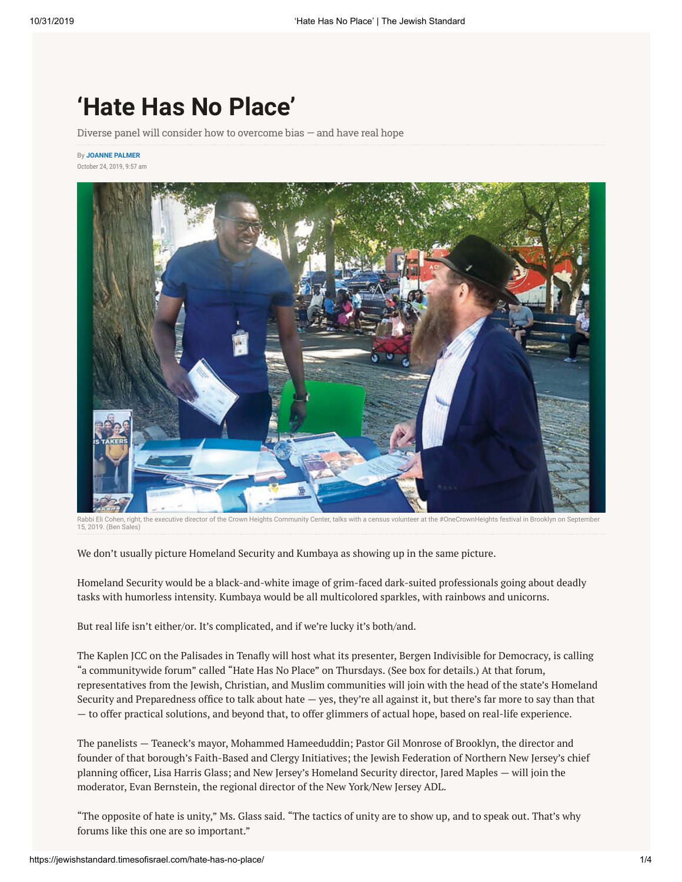# 'Hate Has No Place'

Diverse panel will consider how to overcome bias — and have real hope

By **JOANNE PALMER**
October 24, 2019, 9:57 am

Rabbi Eli Cohen, right, the executive director of the Crown Heights Community Center, talks with a census volunteer at the #OneCrownHeights festival in Brooklyn on September 15, 2019. (Ben Sales)

We don't usually picture Homeland Security and Kumbaya as showing up in the same picture.

Homeland Security would be a black-and-white image of grim-faced dark-suited professionals going about deadly tasks with humorless intensity. Kumbaya would be all multicolored sparkles, with rainbows and unicorns.

But real life isn't either/or. It's complicated, and if we're lucky it's both/and.

The Kaplen JCC on the Palisades in Tenafly will host what its presenter, Bergen Indivisible for Democracy, is calling "a communitywide forum" called "Hate Has No Place" on Thursdays. (See box for details.) At that forum, representatives from the Jewish, Christian, and Muslim communities will join with the head of the state's Homeland Security and Preparedness office to talk about hate — yes, they're all against it, but there's far more to say than that — to offer practical solutions, and beyond that, to offer glimmers of actual hope, based on real-life experience.

The panelists — Teaneck's mayor, Mohammed Hameeduddin; Pastor Gil Monrose of Brooklyn, the director and founder of that borough's Faith-Based and Clergy Initiatives; the Jewish Federation of Northern New Jersey's chief planning officer, Lisa Harris Glass; and New Jersey's Homeland Security director, Jared Maples — will join the moderator, Evan Bernstein, the regional director of the New York/New Jersey ADL.

"The opposite of hate is unity," Ms. Glass said. "The tactics of unity are to show up, and to speak out. That's why forums like this one are so important."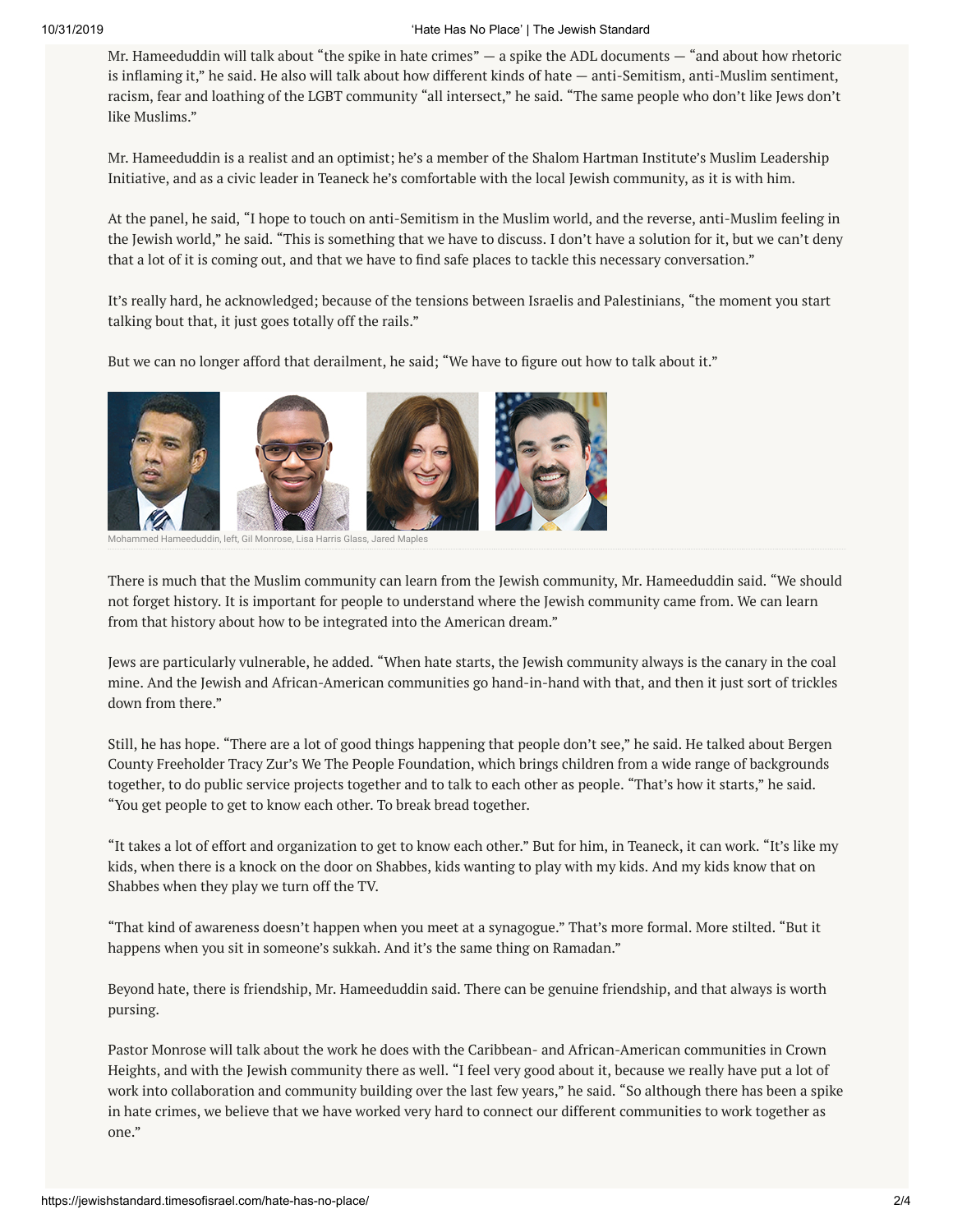Mr. Hameeduddin will talk about "the spike in hate crimes" — a spike the ADL documents — "and about how rhetoric is inflaming it," he said. He also will talk about how different kinds of hate — anti-Semitism, anti-Muslim sentiment, racism, fear and loathing of the LGBT community "all intersect," he said. "The same people who don't like Jews don't like Muslims."

Mr. Hameeduddin is a realist and an optimist; he's a member of the Shalom Hartman Institute's Muslim Leadership Initiative, and as a civic leader in Teaneck he's comfortable with the local Jewish community, as it is with him.

At the panel, he said, "I hope to touch on anti-Semitism in the Muslim world, and the reverse, anti-Muslim feeling in the Jewish world," he said. "This is something that we have to discuss. I don't have a solution for it, but we can't deny that a lot of it is coming out, and that we have to find safe places to tackle this necessary conversation."

It's really hard, he acknowledged; because of the tensions between Israelis and Palestinians, "the moment you start talking bout that, it just goes totally off the rails."

But we can no longer afford that derailment, he said; "We have to figure out how to talk about it."

Mohammed Hameeduddin, left, Gil Monrose, Lisa Harris Glass, Jared Maples

There is much that the Muslim community can learn from the Jewish community, Mr. Hameeduddin said. "We should not forget history. It is important for people to understand where the Jewish community came from. We can learn from that history about how to be integrated into the American dream."

Jews are particularly vulnerable, he added. "When hate starts, the Jewish community always is the canary in the coal mine. And the Jewish and African-American communities go hand-in-hand with that, and then it just sort of trickles down from there."

Still, he has hope. "There are a lot of good things happening that people don't see," he said. He talked about Bergen County Freeholder Tracy Zur's We The People Foundation, which brings children from a wide range of backgrounds together, to do public service projects together and to talk to each other as people. "That's how it starts," he said. "You get people to get to know each other. To break bread together.

"It takes a lot of effort and organization to get to know each other." But for him, in Teaneck, it can work. "It's like my kids, when there is a knock on the door on Shabbes, kids wanting to play with my kids. And my kids know that on Shabbes when they play we turn off the TV.

"That kind of awareness doesn't happen when you meet at a synagogue." That's more formal. More stilted. "But it happens when you sit in someone's sukkah. And it's the same thing on Ramadan."

Beyond hate, there is friendship, Mr. Hameeduddin said. There can be genuine friendship, and that always is worth pursing.

Pastor Monrose will talk about the work he does with the Caribbean- and African-American communities in Crown Heights, and with the Jewish community there as well. "I feel very good about it, because we really have put a lot of work into collaboration and community building over the last few years," he said. "So although there has been a spike in hate crimes, we believe that we have worked very hard to connect our different communities to work together as one."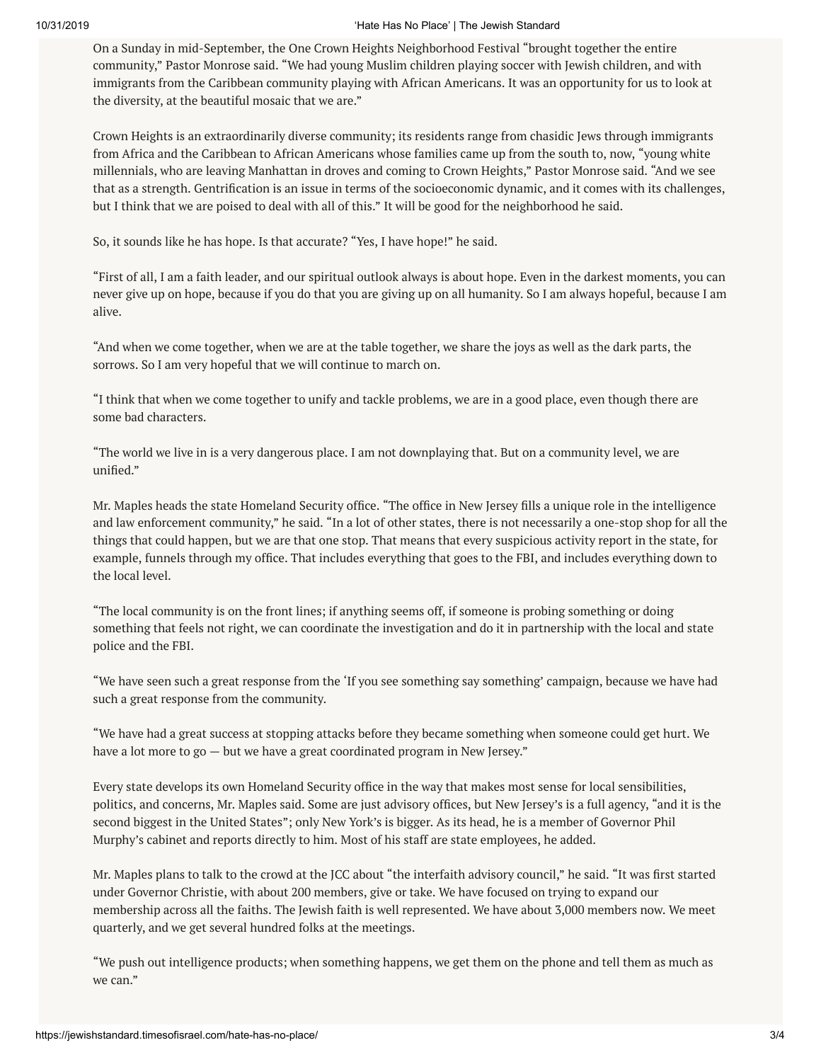On a Sunday in mid-September, the One Crown Heights Neighborhood Festival "brought together the entire community," Pastor Monrose said. "We had young Muslim children playing soccer with Jewish children, and with immigrants from the Caribbean community playing with African Americans. It was an opportunity for us to look at the diversity, at the beautiful mosaic that we are."

Crown Heights is an extraordinarily diverse community; its residents range from chasidic Jews through immigrants from Africa and the Caribbean to African Americans whose families came up from the south to, now, "young white millennials, who are leaving Manhattan in droves and coming to Crown Heights," Pastor Monrose said. "And we see that as a strength. Gentrification is an issue in terms of the socioeconomic dynamic, and it comes with its challenges, but I think that we are poised to deal with all of this." It will be good for the neighborhood he said.

So, it sounds like he has hope. Is that accurate? "Yes, I have hope!" he said.

"First of all, I am a faith leader, and our spiritual outlook always is about hope. Even in the darkest moments, you can never give up on hope, because if you do that you are giving up on all humanity. So I am always hopeful, because I am alive.

"And when we come together, when we are at the table together, we share the joys as well as the dark parts, the sorrows. So I am very hopeful that we will continue to march on.

"I think that when we come together to unify and tackle problems, we are in a good place, even though there are some bad characters.

"The world we live in is a very dangerous place. I am not downplaying that. But on a community level, we are unified."

Mr. Maples heads the state Homeland Security office. "The office in New Jersey fills a unique role in the intelligence and law enforcement community," he said. "In a lot of other states, there is not necessarily a one-stop shop for all the things that could happen, but we are that one stop. That means that every suspicious activity report in the state, for example, funnels through my office. That includes everything that goes to the FBI, and includes everything down to the local level.

"The local community is on the front lines; if anything seems off, if someone is probing something or doing something that feels not right, we can coordinate the investigation and do it in partnership with the local and state police and the FBI.

"We have seen such a great response from the 'If you see something say something' campaign, because we have had such a great response from the community.

"We have had a great success at stopping attacks before they became something when someone could get hurt. We have a lot more to go — but we have a great coordinated program in New Jersey."

Every state develops its own Homeland Security office in the way that makes most sense for local sensibilities, politics, and concerns, Mr. Maples said. Some are just advisory offices, but New Jersey's is a full agency, "and it is the second biggest in the United States"; only New York's is bigger. As its head, he is a member of Governor Phil Murphy's cabinet and reports directly to him. Most of his staff are state employees, he added.

Mr. Maples plans to talk to the crowd at the JCC about "the interfaith advisory council," he said. "It was first started under Governor Christie, with about 200 members, give or take. We have focused on trying to expand our membership across all the faiths. The Jewish faith is well represented. We have about 3,000 members now. We meet quarterly, and we get several hundred folks at the meetings.

"We push out intelligence products; when something happens, we get them on the phone and tell them as much as we can."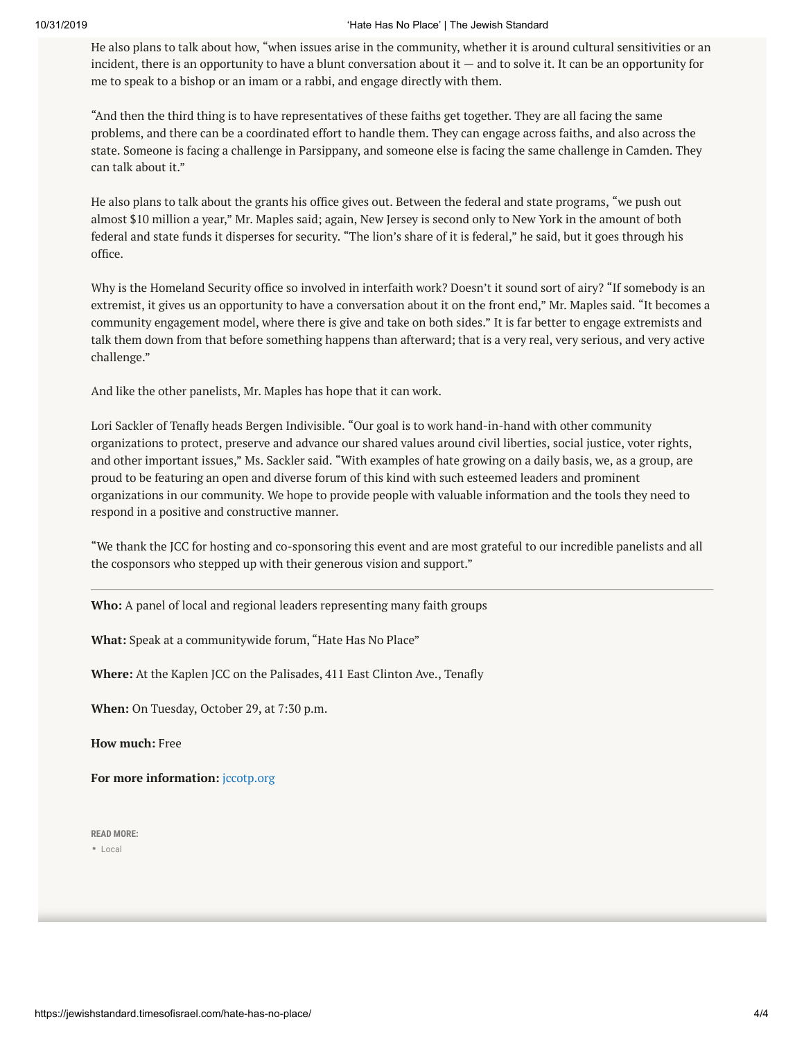He also plans to talk about how, "when issues arise in the community, whether it is around cultural sensitivities or an incident, there is an opportunity to have a blunt conversation about it — and to solve it. It can be an opportunity for me to speak to a bishop or an imam or a rabbi, and engage directly with them.

"And then the third thing is to have representatives of these faiths get together. They are all facing the same problems, and there can be a coordinated effort to handle them. They can engage across faiths, and also across the state. Someone is facing a challenge in Parsippany, and someone else is facing the same challenge in Camden. They can talk about it."

He also plans to talk about the grants his office gives out. Between the federal and state programs, "we push out almost $10 million a year," Mr. Maples said; again, New Jersey is second only to New York in the amount of both federal and state funds it disperses for security. "The lion's share of it is federal," he said, but it goes through his office.

Why is the Homeland Security office so involved in interfaith work? Doesn't it sound sort of airy? "If somebody is an extremist, it gives us an opportunity to have a conversation about it on the front end," Mr. Maples said. "It becomes a community engagement model, where there is give and take on both sides." It is far better to engage extremists and talk them down from that before something happens than afterward; that is a very real, very serious, and very active challenge."

And like the other panelists, Mr. Maples has hope that it can work.

Lori Sackler of Tenafly heads Bergen Indivisible. "Our goal is to work hand-in-hand with other community organizations to protect, preserve and advance our shared values around civil liberties, social justice, voter rights, and other important issues," Ms. Sackler said. "With examples of hate growing on a daily basis, we, as a group, are proud to be featuring an open and diverse forum of this kind with such esteemed leaders and prominent organizations in our community. We hope to provide people with valuable information and the tools they need to respond in a positive and constructive manner.

"We thank the JCC for hosting and co-sponsoring this event and are most grateful to our incredible panelists and all the cosponsors who stepped up with their generous vision and support."

---

**Who:** A panel of local and regional leaders representing many faith groups

**What:** Speak at a communitywide forum, "Hate Has No Place"

**Where:** At the Kaplen JCC on the Palisades, 411 East Clinton Ave., Tenafly

**When:** On Tuesday, October 29, at 7:30 p.m.

**How much:** Free

**For more information:** jccotp.org

**READ MORE:**

- Local